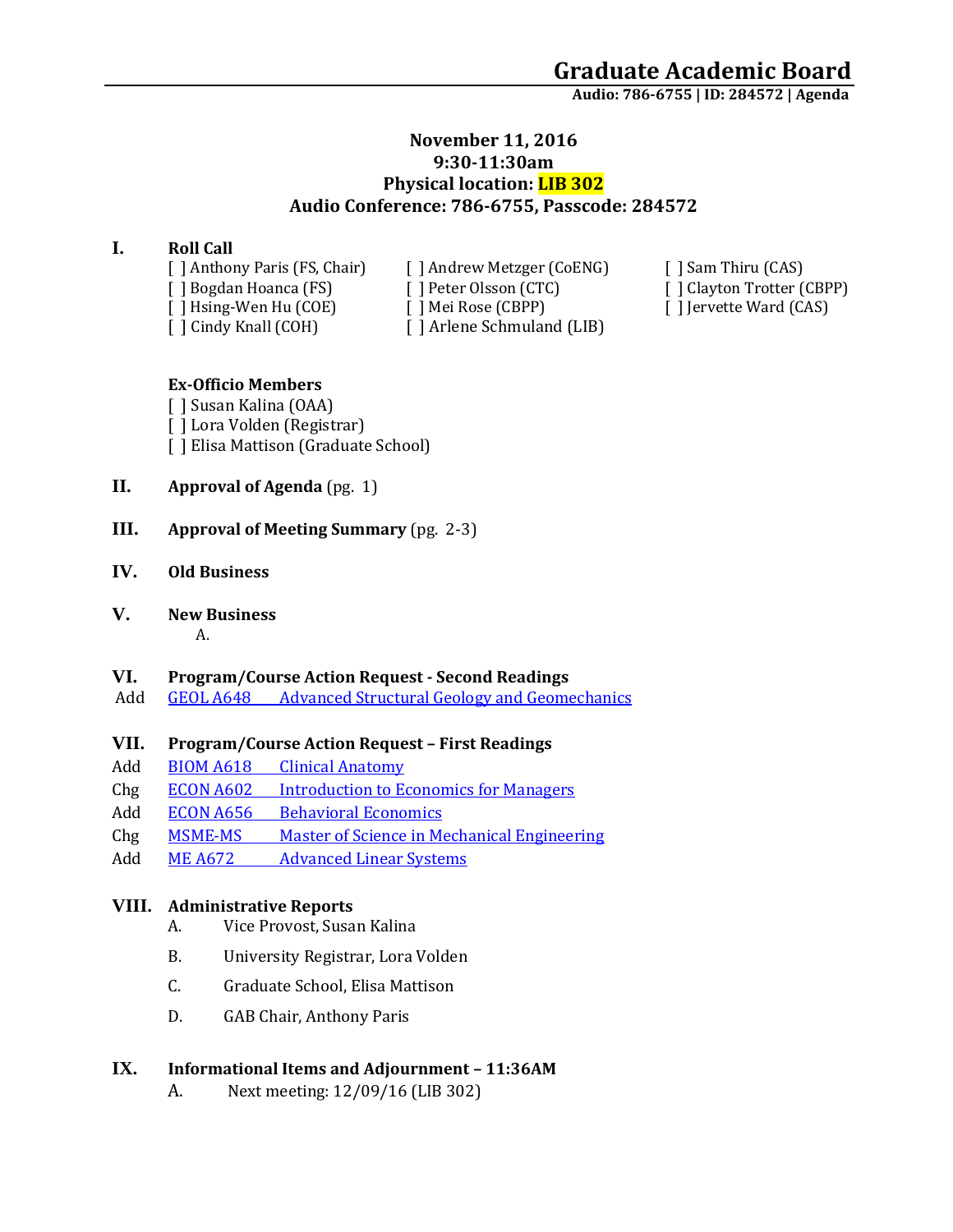# Graduate Academic Board

**Audio: 786-6755 | ID: 284572 | Agenda**

**November 11, 2016**
**9:30-11:30am**
**Physical location: LIB 302**
**Audio Conference: 786-6755, Passcode: 284572**

## I. Roll Call

[ ] Anthony Paris (FS, Chair)
[ ] Bogdan Hoanca (FS)
[ ] Hsing-Wen Hu (COE)
[ ] Cindy Knall (COH)
[ ] Andrew Metzger (CoENG)
[ ] Peter Olsson (CTC)
[ ] Mei Rose (CBPP)
[ ] Arlene Schmuland (LIB)
[ ] Sam Thiru (CAS)
[ ] Clayton Trotter (CBPP)
[ ] Jervette Ward (CAS)

**Ex-Officio Members**

[ ] Susan Kalina (OAA)
[ ] Lora Volden (Registrar)
[ ] Elisa Mattison (Graduate School)

## II. Approval of Agenda (pg. 1)

## III. Approval of Meeting Summary (pg. 2-3)

## IV. Old Business

## V. New Business

A.

## VI. Program/Course Action Request - Second Readings

Add GEOL A648 Advanced Structural Geology and Geomechanics

## VII. Program/Course Action Request – First Readings

Add BIOM A618 Clinical Anatomy
Chg ECON A602 Introduction to Economics for Managers
Add ECON A656 Behavioral Economics
Chg MSME-MS Master of Science in Mechanical Engineering
Add ME A672 Advanced Linear Systems

## VIII. Administrative Reports

A. Vice Provost, Susan Kalina

B. University Registrar, Lora Volden

C. Graduate School, Elisa Mattison

D. GAB Chair, Anthony Paris

## IX. Informational Items and Adjournment – 11:36AM

A. Next meeting: 12/09/16 (LIB 302)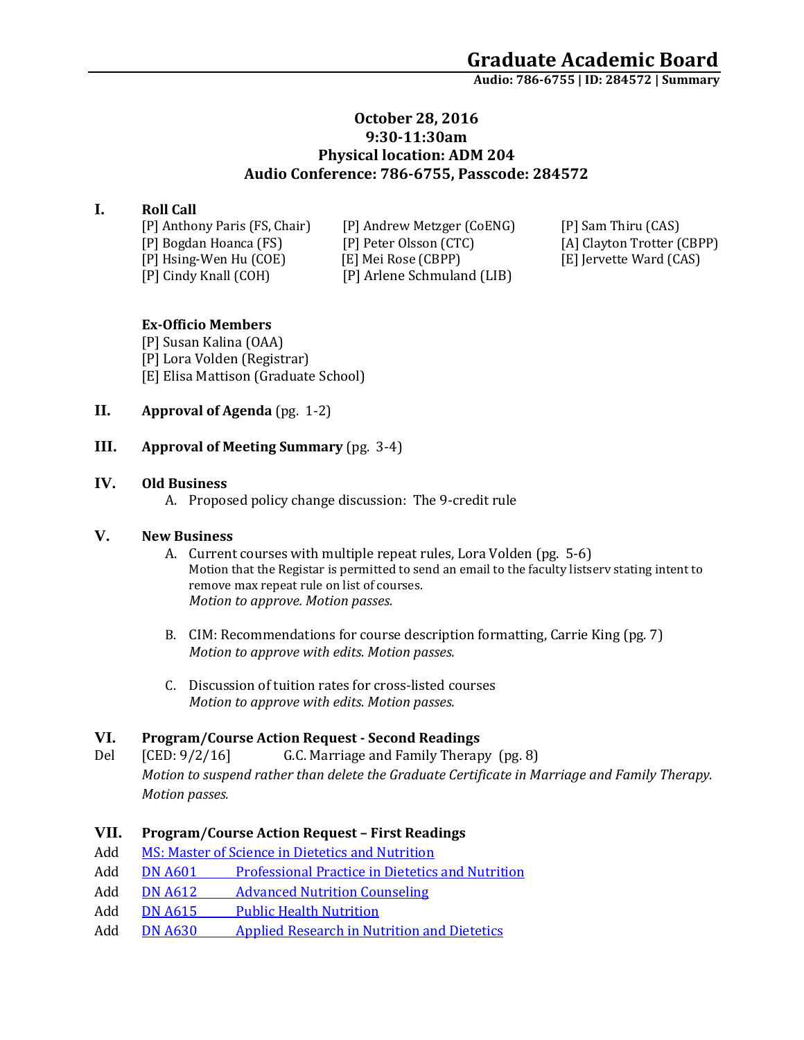# Graduate Academic Board

**Audio: 786-6755 | ID: 284572 | Summary**

**October 28, 2016**
**9:30-11:30am**
**Physical location: ADM 204**
**Audio Conference: 786-6755, Passcode: 284572**

## I. Roll Call

[P] Anthony Paris (FS, Chair)
[P] Bogdan Hoanca (FS)
[P] Hsing-Wen Hu (COE)
[P] Cindy Knall (COH)
[P] Andrew Metzger (CoENG)
[P] Peter Olsson (CTC)
[E] Mei Rose (CBPP)
[P] Arlene Schmuland (LIB)
[P] Sam Thiru (CAS)
[A] Clayton Trotter (CBPP)
[E] Jervette Ward (CAS)

**Ex-Officio Members**

[P] Susan Kalina (OAA)
[P] Lora Volden (Registrar)
[E] Elisa Mattison (Graduate School)

## II. Approval of Agenda (pg. 1-2)

## III. Approval of Meeting Summary (pg. 3-4)

## IV. Old Business

A. Proposed policy change discussion: The 9-credit rule

## V. New Business

A. Current courses with multiple repeat rules, Lora Volden (pg. 5-6)
Motion that the Registar is permitted to send an email to the faculty listserv stating intent to remove max repeat rule on list of courses.
*Motion to approve. Motion passes.*

B. CIM: Recommendations for course description formatting, Carrie King (pg. 7)
*Motion to approve with edits. Motion passes.*

C. Discussion of tuition rates for cross-listed courses
*Motion to approve with edits. Motion passes.*

## VI. Program/Course Action Request - Second Readings

Del [CED: 9/2/16] G.C. Marriage and Family Therapy (pg. 8)
*Motion to suspend rather than delete the Graduate Certificate in Marriage and Family Therapy. Motion passes.*

## VII. Program/Course Action Request – First Readings

Add MS: Master of Science in Dietetics and Nutrition
Add DN A601 Professional Practice in Dietetics and Nutrition
Add DN A612 Advanced Nutrition Counseling
Add DN A615 Public Health Nutrition
Add DN A630 Applied Research in Nutrition and Dietetics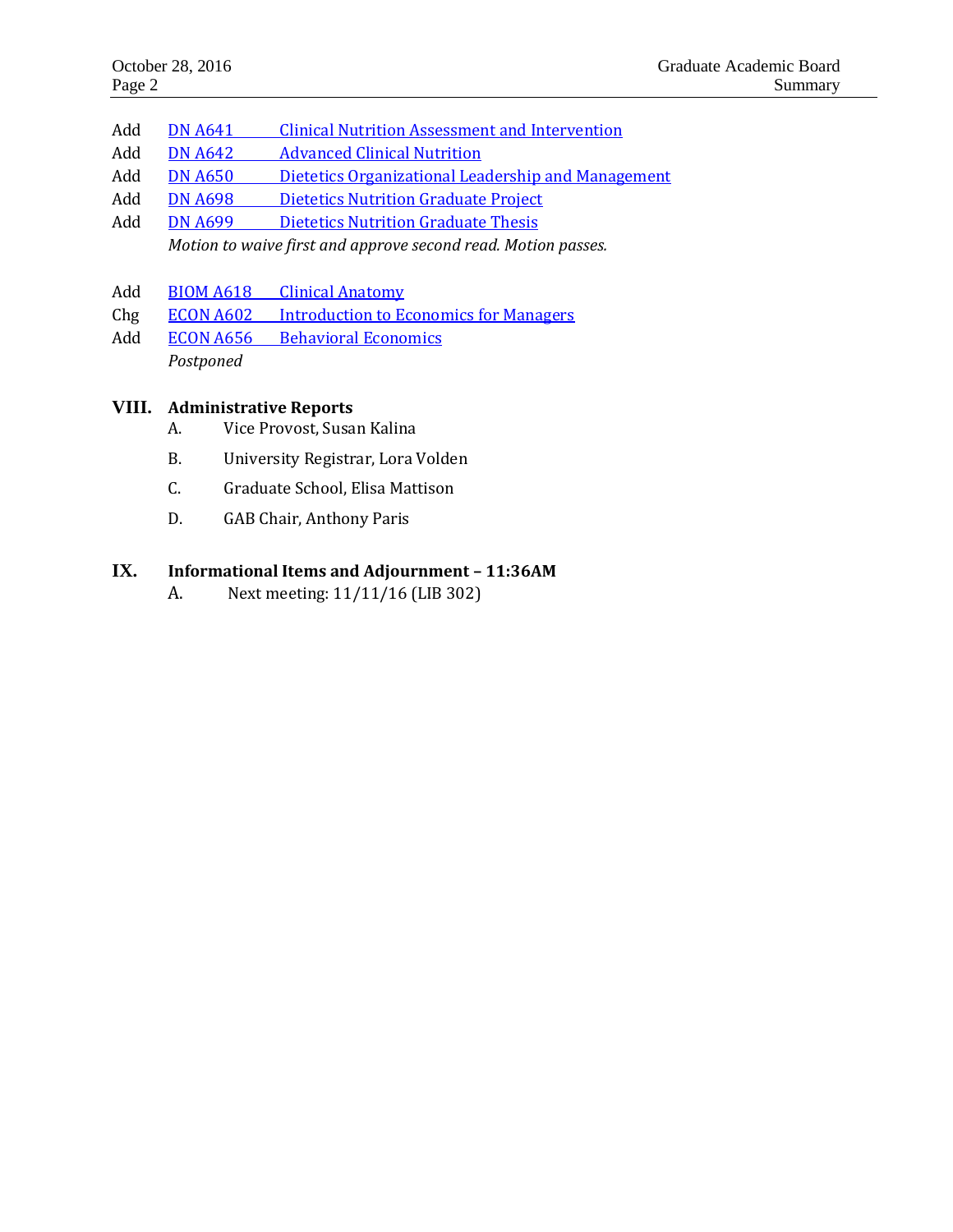Add DN A641 Clinical Nutrition Assessment and Intervention
Add DN A642 Advanced Clinical Nutrition
Add DN A650 Dietetics Organizational Leadership and Management
Add DN A698 Dietetics Nutrition Graduate Project
Add DN A699 Dietetics Nutrition Graduate Thesis

*Motion to waive first and approve second read. Motion passes.*

Add BIOM A618 Clinical Anatomy
Chg ECON A602 Introduction to Economics for Managers
Add ECON A656 Behavioral Economics

*Postponed*

## VIII. Administrative Reports

A. Vice Provost, Susan Kalina

B. University Registrar, Lora Volden

C. Graduate School, Elisa Mattison

D. GAB Chair, Anthony Paris

## IX. Informational Items and Adjournment – 11:36AM

A. Next meeting: 11/11/16 (LIB 302)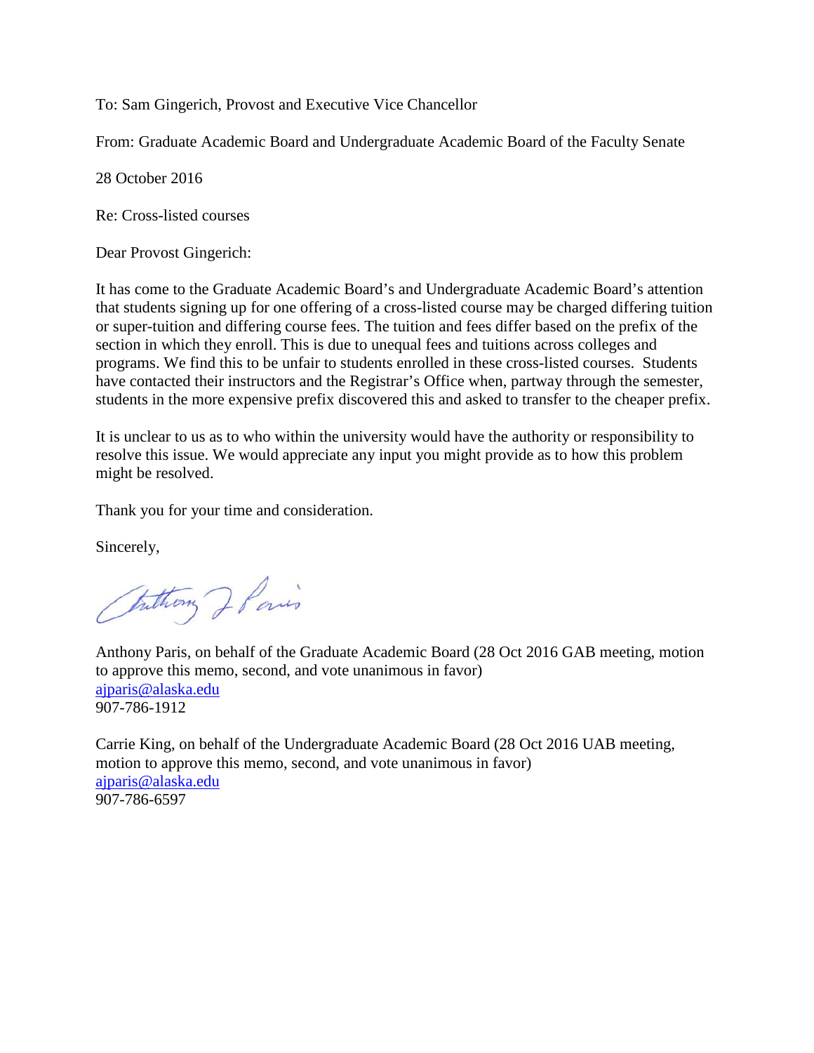To: Sam Gingerich, Provost and Executive Vice Chancellor

From: Graduate Academic Board and Undergraduate Academic Board of the Faculty Senate

28 October 2016

Re: Cross-listed courses

Dear Provost Gingerich:

It has come to the Graduate Academic Board's and Undergraduate Academic Board's attention that students signing up for one offering of a cross-listed course may be charged differing tuition or super-tuition and differing course fees. The tuition and fees differ based on the prefix of the section in which they enroll. This is due to unequal fees and tuitions across colleges and programs. We find this to be unfair to students enrolled in these cross-listed courses. Students have contacted their instructors and the Registrar's Office when, partway through the semester, students in the more expensive prefix discovered this and asked to transfer to the cheaper prefix.

It is unclear to us as to who within the university would have the authority or responsibility to resolve this issue. We would appreciate any input you might provide as to how this problem might be resolved.

Thank you for your time and consideration.

Sincerely,

Anthony Paris, on behalf of the Graduate Academic Board (28 Oct 2016 GAB meeting, motion to approve this memo, second, and vote unanimous in favor)
ajparis@alaska.edu
907-786-1912

Carrie King, on behalf of the Undergraduate Academic Board (28 Oct 2016 UAB meeting, motion to approve this memo, second, and vote unanimous in favor)
ajparis@alaska.edu
907-786-6597